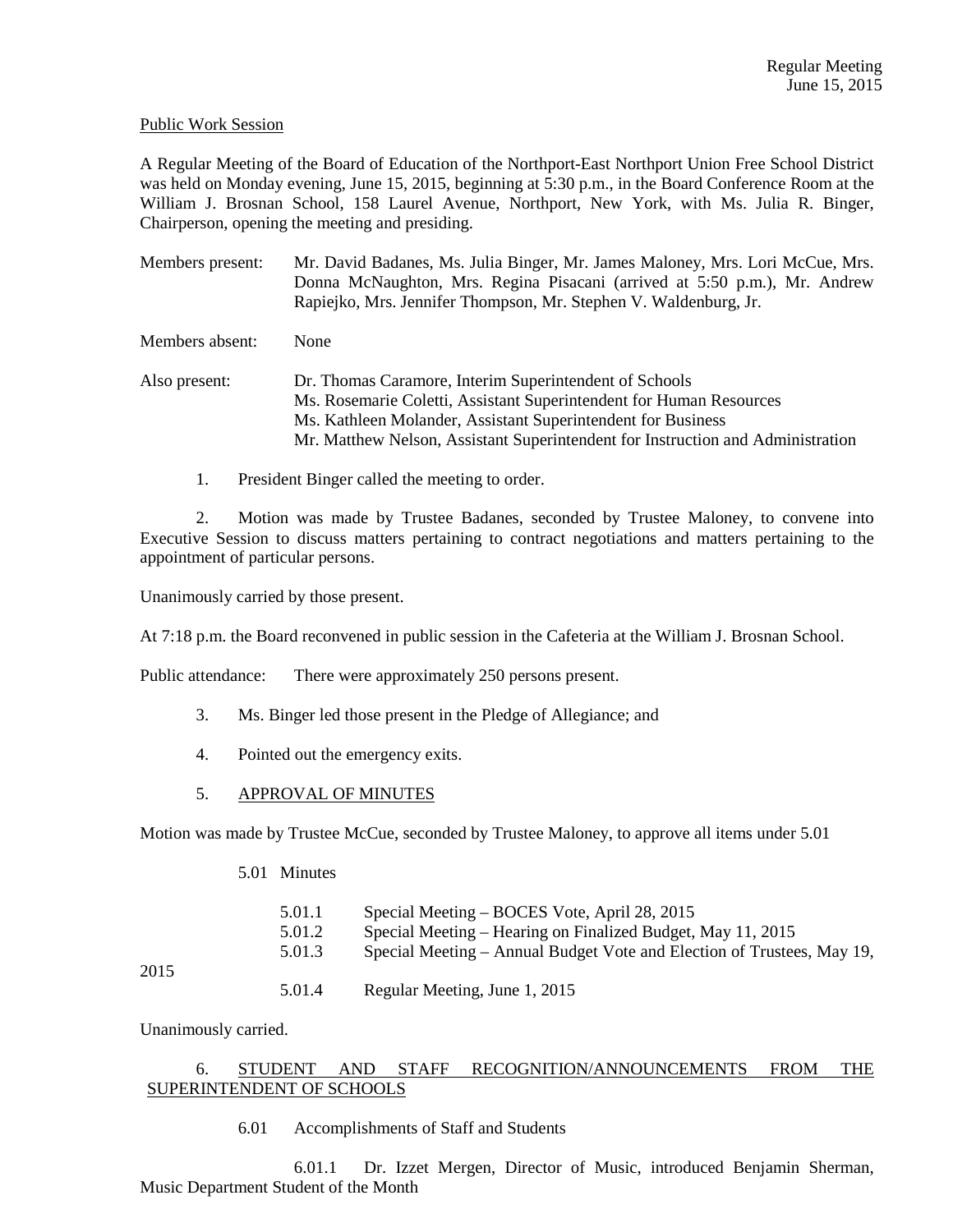Regular Meeting
June 15, 2015

Public Work Session

A Regular Meeting of the Board of Education of the Northport-East Northport Union Free School District was held on Monday evening, June 15, 2015, beginning at 5:30 p.m., in the Board Conference Room at the William J. Brosnan School, 158 Laurel Avenue, Northport, New York, with Ms. Julia R. Binger, Chairperson, opening the meeting and presiding.

Members present: Mr. David Badanes, Ms. Julia Binger, Mr. James Maloney, Mrs. Lori McCue, Mrs. Donna McNaughton, Mrs. Regina Pisacani (arrived at 5:50 p.m.), Mr. Andrew Rapiejko, Mrs. Jennifer Thompson, Mr. Stephen V. Waldenburg, Jr.

Members absent: None

Also present: Dr. Thomas Caramore, Interim Superintendent of Schools
Ms. Rosemarie Coletti, Assistant Superintendent for Human Resources
Ms. Kathleen Molander, Assistant Superintendent for Business
Mr. Matthew Nelson, Assistant Superintendent for Instruction and Administration

1. President Binger called the meeting to order.

2. Motion was made by Trustee Badanes, seconded by Trustee Maloney, to convene into Executive Session to discuss matters pertaining to contract negotiations and matters pertaining to the appointment of particular persons.

Unanimously carried by those present.

At 7:18 p.m. the Board reconvened in public session in the Cafeteria at the William J. Brosnan School.

Public attendance: There were approximately 250 persons present.

3. Ms. Binger led those present in the Pledge of Allegiance; and

4. Pointed out the emergency exits.

5. APPROVAL OF MINUTES

Motion was made by Trustee McCue, seconded by Trustee Maloney, to approve all items under 5.01

5.01 Minutes

5.01.1 Special Meeting – BOCES Vote, April 28, 2015
5.01.2 Special Meeting – Hearing on Finalized Budget, May 11, 2015
5.01.3 Special Meeting – Annual Budget Vote and Election of Trustees, May 19, 2015
5.01.4 Regular Meeting, June 1, 2015

Unanimously carried.

6. STUDENT AND STAFF RECOGNITION/ANNOUNCEMENTS FROM THE SUPERINTENDENT OF SCHOOLS

6.01 Accomplishments of Staff and Students

6.01.1 Dr. Izzet Mergen, Director of Music, introduced Benjamin Sherman, Music Department Student of the Month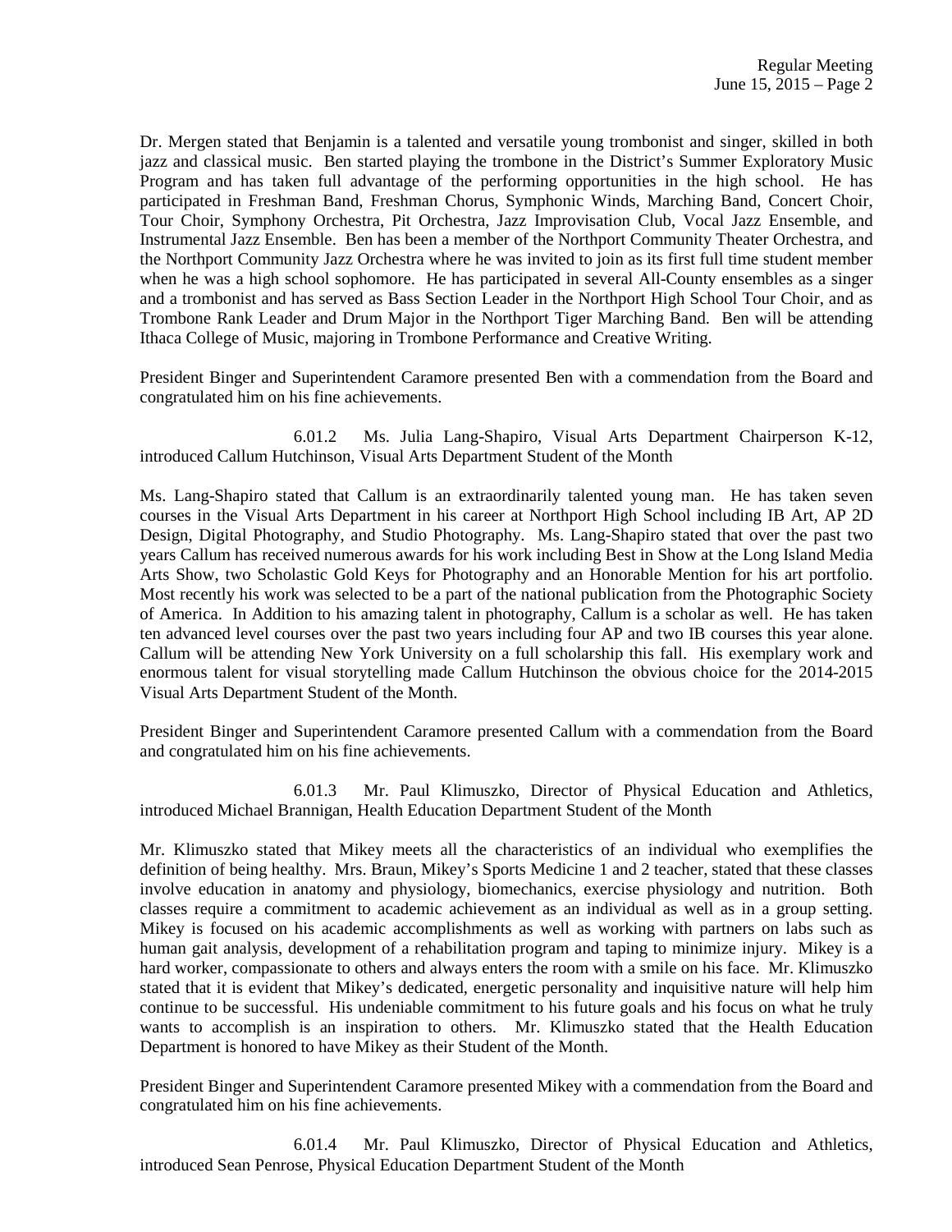Dr. Mergen stated that Benjamin is a talented and versatile young trombonist and singer, skilled in both jazz and classical music. Ben started playing the trombone in the District's Summer Exploratory Music Program and has taken full advantage of the performing opportunities in the high school. He has participated in Freshman Band, Freshman Chorus, Symphonic Winds, Marching Band, Concert Choir, Tour Choir, Symphony Orchestra, Pit Orchestra, Jazz Improvisation Club, Vocal Jazz Ensemble, and Instrumental Jazz Ensemble. Ben has been a member of the Northport Community Theater Orchestra, and the Northport Community Jazz Orchestra where he was invited to join as its first full time student member when he was a high school sophomore. He has participated in several All-County ensembles as a singer and a trombonist and has served as Bass Section Leader in the Northport High School Tour Choir, and as Trombone Rank Leader and Drum Major in the Northport Tiger Marching Band. Ben will be attending Ithaca College of Music, majoring in Trombone Performance and Creative Writing.

President Binger and Superintendent Caramore presented Ben with a commendation from the Board and congratulated him on his fine achievements.

6.01.2 Ms. Julia Lang-Shapiro, Visual Arts Department Chairperson K-12, introduced Callum Hutchinson, Visual Arts Department Student of the Month

Ms. Lang-Shapiro stated that Callum is an extraordinarily talented young man. He has taken seven courses in the Visual Arts Department in his career at Northport High School including IB Art, AP 2D Design, Digital Photography, and Studio Photography. Ms. Lang-Shapiro stated that over the past two years Callum has received numerous awards for his work including Best in Show at the Long Island Media Arts Show, two Scholastic Gold Keys for Photography and an Honorable Mention for his art portfolio. Most recently his work was selected to be a part of the national publication from the Photographic Society of America. In Addition to his amazing talent in photography, Callum is a scholar as well. He has taken ten advanced level courses over the past two years including four AP and two IB courses this year alone. Callum will be attending New York University on a full scholarship this fall. His exemplary work and enormous talent for visual storytelling made Callum Hutchinson the obvious choice for the 2014-2015 Visual Arts Department Student of the Month.

President Binger and Superintendent Caramore presented Callum with a commendation from the Board and congratulated him on his fine achievements.

6.01.3 Mr. Paul Klimuszko, Director of Physical Education and Athletics, introduced Michael Brannigan, Health Education Department Student of the Month

Mr. Klimuszko stated that Mikey meets all the characteristics of an individual who exemplifies the definition of being healthy. Mrs. Braun, Mikey's Sports Medicine 1 and 2 teacher, stated that these classes involve education in anatomy and physiology, biomechanics, exercise physiology and nutrition. Both classes require a commitment to academic achievement as an individual as well as in a group setting. Mikey is focused on his academic accomplishments as well as working with partners on labs such as human gait analysis, development of a rehabilitation program and taping to minimize injury. Mikey is a hard worker, compassionate to others and always enters the room with a smile on his face. Mr. Klimuszko stated that it is evident that Mikey's dedicated, energetic personality and inquisitive nature will help him continue to be successful. His undeniable commitment to his future goals and his focus on what he truly wants to accomplish is an inspiration to others. Mr. Klimuszko stated that the Health Education Department is honored to have Mikey as their Student of the Month.

President Binger and Superintendent Caramore presented Mikey with a commendation from the Board and congratulated him on his fine achievements.

6.01.4 Mr. Paul Klimuszko, Director of Physical Education and Athletics, introduced Sean Penrose, Physical Education Department Student of the Month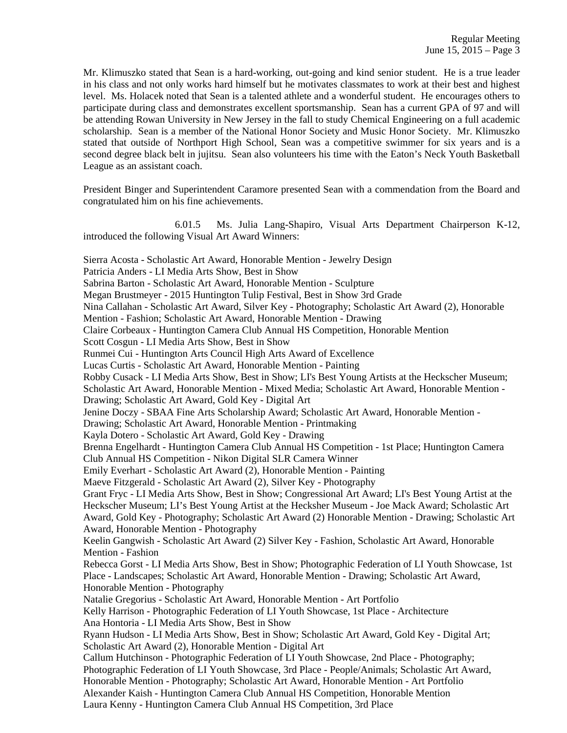Mr. Klimuszko stated that Sean is a hard-working, out-going and kind senior student. He is a true leader in his class and not only works hard himself but he motivates classmates to work at their best and highest level. Ms. Holacek noted that Sean is a talented athlete and a wonderful student. He encourages others to participate during class and demonstrates excellent sportsmanship. Sean has a current GPA of 97 and will be attending Rowan University in New Jersey in the fall to study Chemical Engineering on a full academic scholarship. Sean is a member of the National Honor Society and Music Honor Society. Mr. Klimuszko stated that outside of Northport High School, Sean was a competitive swimmer for six years and is a second degree black belt in jujitsu. Sean also volunteers his time with the Eaton's Neck Youth Basketball League as an assistant coach.

President Binger and Superintendent Caramore presented Sean with a commendation from the Board and congratulated him on his fine achievements.

6.01.5 Ms. Julia Lang-Shapiro, Visual Arts Department Chairperson K-12, introduced the following Visual Art Award Winners:

Sierra Acosta - Scholastic Art Award, Honorable Mention - Jewelry Design
Patricia Anders - LI Media Arts Show, Best in Show
Sabrina Barton - Scholastic Art Award, Honorable Mention - Sculpture
Megan Brustmeyer - 2015 Huntington Tulip Festival, Best in Show 3rd Grade
Nina Callahan - Scholastic Art Award, Silver Key - Photography; Scholastic Art Award (2), Honorable Mention - Fashion; Scholastic Art Award, Honorable Mention - Drawing
Claire Corbeaux - Huntington Camera Club Annual HS Competition, Honorable Mention
Scott Cosgun - LI Media Arts Show, Best in Show
Runmei Cui - Huntington Arts Council High Arts Award of Excellence
Lucas Curtis - Scholastic Art Award, Honorable Mention - Painting
Robby Cusack - LI Media Arts Show, Best in Show; LI's Best Young Artists at the Heckscher Museum; Scholastic Art Award, Honorable Mention - Mixed Media; Scholastic Art Award, Honorable Mention - Drawing; Scholastic Art Award, Gold Key - Digital Art
Jenine Doczy - SBAA Fine Arts Scholarship Award; Scholastic Art Award, Honorable Mention - Drawing; Scholastic Art Award, Honorable Mention - Printmaking
Kayla Dotero - Scholastic Art Award, Gold Key - Drawing
Brenna Engelhardt - Huntington Camera Club Annual HS Competition - 1st Place; Huntington Camera Club Annual HS Competition - Nikon Digital SLR Camera Winner
Emily Everhart - Scholastic Art Award (2), Honorable Mention - Painting
Maeve Fitzgerald - Scholastic Art Award (2), Silver Key - Photography
Grant Fryc - LI Media Arts Show, Best in Show; Congressional Art Award; LI's Best Young Artist at the Heckscher Museum; LI's Best Young Artist at the Hecksher Museum - Joe Mack Award; Scholastic Art Award, Gold Key - Photography; Scholastic Art Award (2) Honorable Mention - Drawing; Scholastic Art Award, Honorable Mention - Photography
Keelin Gangwish - Scholastic Art Award (2) Silver Key - Fashion, Scholastic Art Award, Honorable Mention - Fashion
Rebecca Gorst - LI Media Arts Show, Best in Show; Photographic Federation of LI Youth Showcase, 1st Place - Landscapes; Scholastic Art Award, Honorable Mention - Drawing; Scholastic Art Award, Honorable Mention - Photography
Natalie Gregorius - Scholastic Art Award, Honorable Mention - Art Portfolio
Kelly Harrison - Photographic Federation of LI Youth Showcase, 1st Place - Architecture
Ana Hontoria - LI Media Arts Show, Best in Show
Ryann Hudson - LI Media Arts Show, Best in Show; Scholastic Art Award, Gold Key - Digital Art; Scholastic Art Award (2), Honorable Mention - Digital Art
Callum Hutchinson - Photographic Federation of LI Youth Showcase, 2nd Place - Photography; Photographic Federation of LI Youth Showcase, 3rd Place - People/Animals; Scholastic Art Award, Honorable Mention - Photography; Scholastic Art Award, Honorable Mention - Art Portfolio
Alexander Kaish - Huntington Camera Club Annual HS Competition, Honorable Mention
Laura Kenny - Huntington Camera Club Annual HS Competition, 3rd Place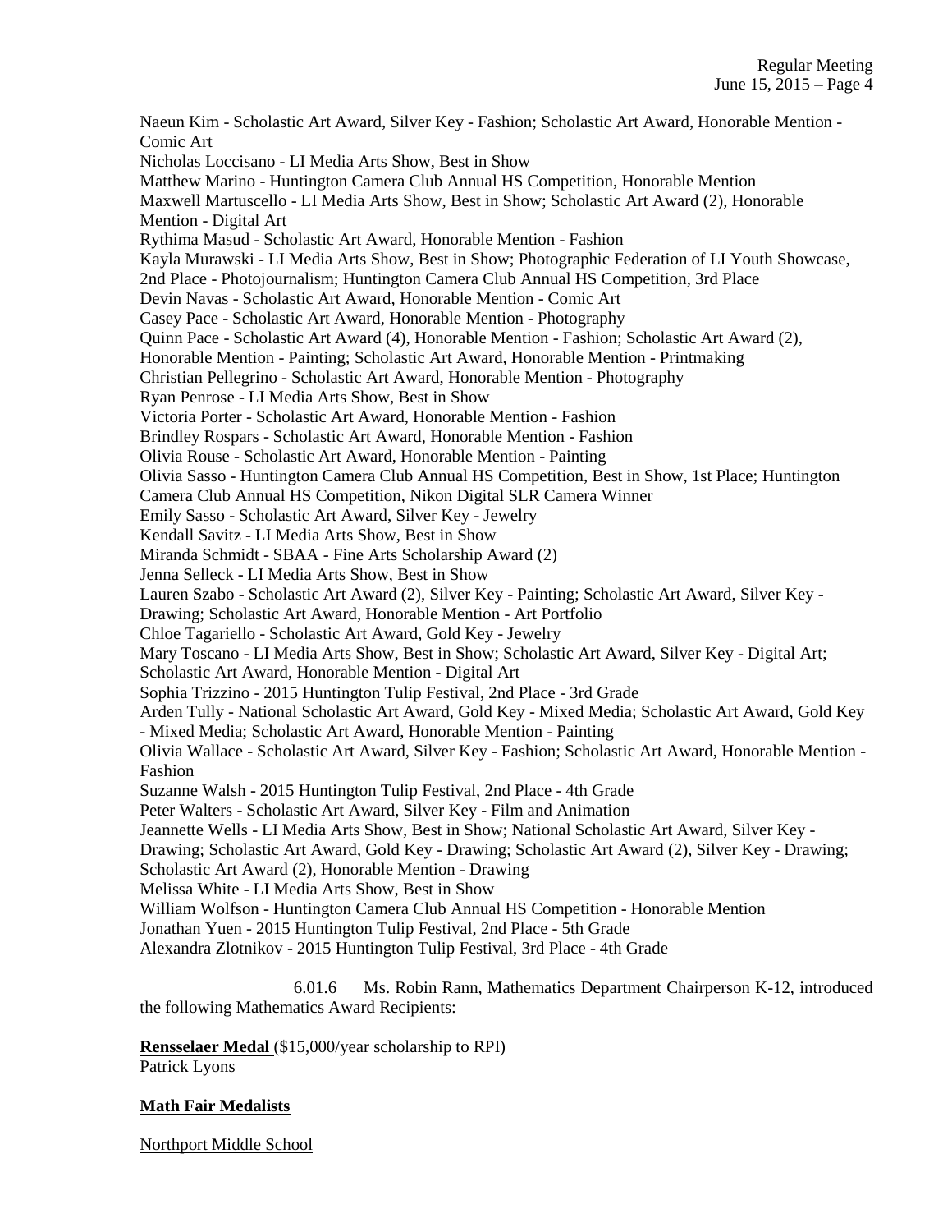Naeun Kim - Scholastic Art Award, Silver Key - Fashion; Scholastic Art Award, Honorable Mention - Comic Art
Nicholas Loccisano - LI Media Arts Show, Best in Show
Matthew Marino - Huntington Camera Club Annual HS Competition, Honorable Mention
Maxwell Martuscello - LI Media Arts Show, Best in Show; Scholastic Art Award (2), Honorable Mention - Digital Art
Rythima Masud - Scholastic Art Award, Honorable Mention - Fashion
Kayla Murawski - LI Media Arts Show, Best in Show; Photographic Federation of LI Youth Showcase, 2nd Place - Photojournalism; Huntington Camera Club Annual HS Competition, 3rd Place
Devin Navas - Scholastic Art Award, Honorable Mention - Comic Art
Casey Pace - Scholastic Art Award, Honorable Mention - Photography
Quinn Pace - Scholastic Art Award (4), Honorable Mention - Fashion; Scholastic Art Award (2), Honorable Mention - Painting; Scholastic Art Award, Honorable Mention - Printmaking
Christian Pellegrino - Scholastic Art Award, Honorable Mention - Photography
Ryan Penrose - LI Media Arts Show, Best in Show
Victoria Porter - Scholastic Art Award, Honorable Mention - Fashion
Brindley Rospars - Scholastic Art Award, Honorable Mention - Fashion
Olivia Rouse - Scholastic Art Award, Honorable Mention - Painting
Olivia Sasso - Huntington Camera Club Annual HS Competition, Best in Show, 1st Place; Huntington Camera Club Annual HS Competition, Nikon Digital SLR Camera Winner
Emily Sasso - Scholastic Art Award, Silver Key - Jewelry
Kendall Savitz - LI Media Arts Show, Best in Show
Miranda Schmidt - SBAA - Fine Arts Scholarship Award (2)
Jenna Selleck - LI Media Arts Show, Best in Show
Lauren Szabo - Scholastic Art Award (2), Silver Key - Painting; Scholastic Art Award, Silver Key - Drawing; Scholastic Art Award, Honorable Mention - Art Portfolio
Chloe Tagariello - Scholastic Art Award, Gold Key - Jewelry
Mary Toscano - LI Media Arts Show, Best in Show; Scholastic Art Award, Silver Key - Digital Art; Scholastic Art Award, Honorable Mention - Digital Art
Sophia Trizzino - 2015 Huntington Tulip Festival, 2nd Place - 3rd Grade
Arden Tully - National Scholastic Art Award, Gold Key - Mixed Media; Scholastic Art Award, Gold Key - Mixed Media; Scholastic Art Award, Honorable Mention - Painting
Olivia Wallace - Scholastic Art Award, Silver Key - Fashion; Scholastic Art Award, Honorable Mention - Fashion
Suzanne Walsh - 2015 Huntington Tulip Festival, 2nd Place - 4th Grade
Peter Walters - Scholastic Art Award, Silver Key - Film and Animation
Jeannette Wells - LI Media Arts Show, Best in Show; National Scholastic Art Award, Silver Key - Drawing; Scholastic Art Award, Gold Key - Drawing; Scholastic Art Award (2), Silver Key - Drawing; Scholastic Art Award (2), Honorable Mention - Drawing
Melissa White - LI Media Arts Show, Best in Show
William Wolfson - Huntington Camera Club Annual HS Competition - Honorable Mention
Jonathan Yuen - 2015 Huntington Tulip Festival, 2nd Place - 5th Grade
Alexandra Zlotnikov - 2015 Huntington Tulip Festival, 3rd Place - 4th Grade

6.01.6 Ms. Robin Rann, Mathematics Department Chairperson K-12, introduced the following Mathematics Award Recipients:

**Rensselaer Medal** ($15,000/year scholarship to RPI)
Patrick Lyons

**Math Fair Medalists**

Northport Middle School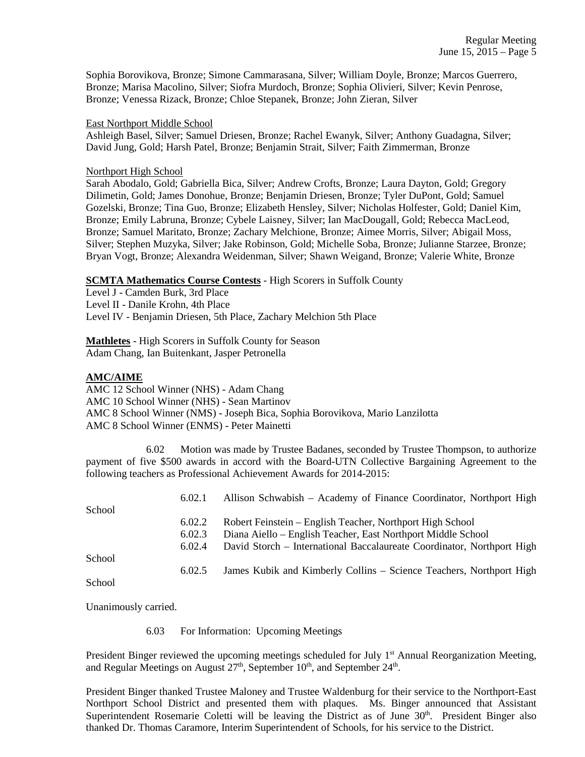Sophia Borovikova, Bronze; Simone Cammarasana, Silver; William Doyle, Bronze; Marcos Guerrero, Bronze; Marisa Macolino, Silver; Siofra Murdoch, Bronze; Sophia Olivieri, Silver; Kevin Penrose, Bronze; Venessa Rizack, Bronze; Chloe Stepanek, Bronze; John Zieran, Silver

East Northport Middle School

Ashleigh Basel, Silver; Samuel Driesen, Bronze; Rachel Ewanyk, Silver; Anthony Guadagna, Silver; David Jung, Gold; Harsh Patel, Bronze; Benjamin Strait, Silver; Faith Zimmerman, Bronze

Northport High School

Sarah Abodalo, Gold; Gabriella Bica, Silver; Andrew Crofts, Bronze; Laura Dayton, Gold; Gregory Dilimetin, Gold; James Donohue, Bronze; Benjamin Driesen, Bronze; Tyler DuPont, Gold; Samuel Gozelski, Bronze; Tina Guo, Bronze; Elizabeth Hensley, Silver; Nicholas Holfester, Gold; Daniel Kim, Bronze; Emily Labruna, Bronze; Cybele Laisney, Silver; Ian MacDougall, Gold; Rebecca MacLeod, Bronze; Samuel Maritato, Bronze; Zachary Melchione, Bronze; Aimee Morris, Silver; Abigail Moss, Silver; Stephen Muzyka, Silver; Jake Robinson, Gold; Michelle Soba, Bronze; Julianne Starzee, Bronze; Bryan Vogt, Bronze; Alexandra Weidenman, Silver; Shawn Weigand, Bronze; Valerie White, Bronze

**SCMTA Mathematics Course Contests** - High Scorers in Suffolk County

Level J - Camden Burk, 3rd Place
Level II - Danile Krohn, 4th Place
Level IV - Benjamin Driesen, 5th Place, Zachary Melchion 5th Place

**Mathletes** - High Scorers in Suffolk County for Season

Adam Chang, Ian Buitenkant, Jasper Petronella

**AMC/AIME**

AMC 12 School Winner (NHS) - Adam Chang
AMC 10 School Winner (NHS) - Sean Martinov
AMC 8 School Winner (NMS) - Joseph Bica, Sophia Borovikova, Mario Lanzilotta
AMC 8 School Winner (ENMS) - Peter Mainetti

6.02 Motion was made by Trustee Badanes, seconded by Trustee Thompson, to authorize payment of five $500 awards in accord with the Board-UTN Collective Bargaining Agreement to the following teachers as Professional Achievement Awards for 2014-2015:

6.02.1 Allison Schwabish – Academy of Finance Coordinator, Northport High School
6.02.2 Robert Feinstein – English Teacher, Northport High School
6.02.3 Diana Aiello – English Teacher, East Northport Middle School
6.02.4 David Storch – International Baccalaureate Coordinator, Northport High School
6.02.5 James Kubik and Kimberly Collins – Science Teachers, Northport High School

Unanimously carried.

6.03 For Information: Upcoming Meetings

President Binger reviewed the upcoming meetings scheduled for July 1st Annual Reorganization Meeting, and Regular Meetings on August 27th, September 10th, and September 24th.

President Binger thanked Trustee Maloney and Trustee Waldenburg for their service to the Northport-East Northport School District and presented them with plaques. Ms. Binger announced that Assistant Superintendent Rosemarie Coletti will be leaving the District as of June 30th. President Binger also thanked Dr. Thomas Caramore, Interim Superintendent of Schools, for his service to the District.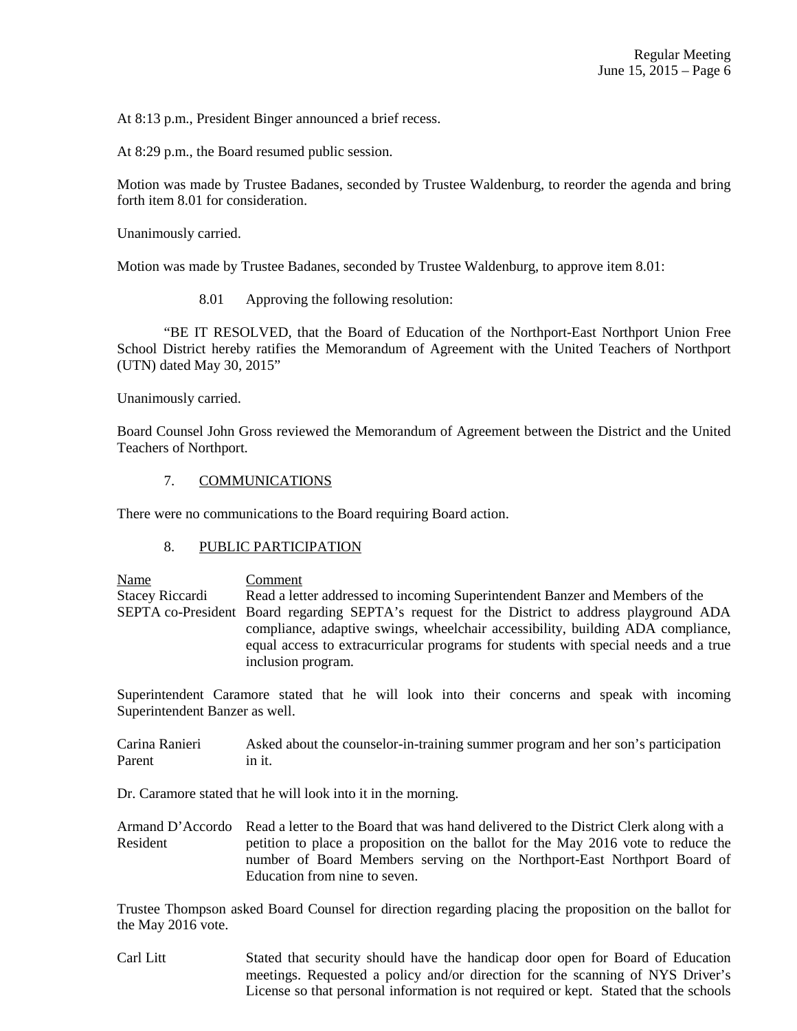At 8:13 p.m., President Binger announced a brief recess.

At 8:29 p.m., the Board resumed public session.

Motion was made by Trustee Badanes, seconded by Trustee Waldenburg, to reorder the agenda and bring forth item 8.01 for consideration.

Unanimously carried.

Motion was made by Trustee Badanes, seconded by Trustee Waldenburg, to approve item 8.01:

8.01 Approving the following resolution:

"BE IT RESOLVED, that the Board of Education of the Northport-East Northport Union Free School District hereby ratifies the Memorandum of Agreement with the United Teachers of Northport (UTN) dated May 30, 2015"

Unanimously carried.

Board Counsel John Gross reviewed the Memorandum of Agreement between the District and the United Teachers of Northport.

7. COMMUNICATIONS

There were no communications to the Board requiring Board action.

8. PUBLIC PARTICIPATION

| Name | Comment |
|---|---|
| Stacey Riccardi SEPTA co-President | Read a letter addressed to incoming Superintendent Banzer and Members of the Board regarding SEPTA's request for the District to address playground ADA compliance, adaptive swings, wheelchair accessibility, building ADA compliance, equal access to extracurricular programs for students with special needs and a true inclusion program. |

Superintendent Caramore stated that he will look into their concerns and speak with incoming Superintendent Banzer as well.

| | |
|---|---|
| Carina Ranieri Parent | Asked about the counselor-in-training summer program and her son's participation in it. |

Dr. Caramore stated that he will look into it in the morning.

| | |
|---|---|
| Armand D'Accordo Resident | Read a letter to the Board that was hand delivered to the District Clerk along with a petition to place a proposition on the ballot for the May 2016 vote to reduce the number of Board Members serving on the Northport-East Northport Board of Education from nine to seven. |

Trustee Thompson asked Board Counsel for direction regarding placing the proposition on the ballot for the May 2016 vote.

| | |
|---|---|
| Carl Litt | Stated that security should have the handicap door open for Board of Education meetings. Requested a policy and/or direction for the scanning of NYS Driver's License so that personal information is not required or kept. Stated that the schools |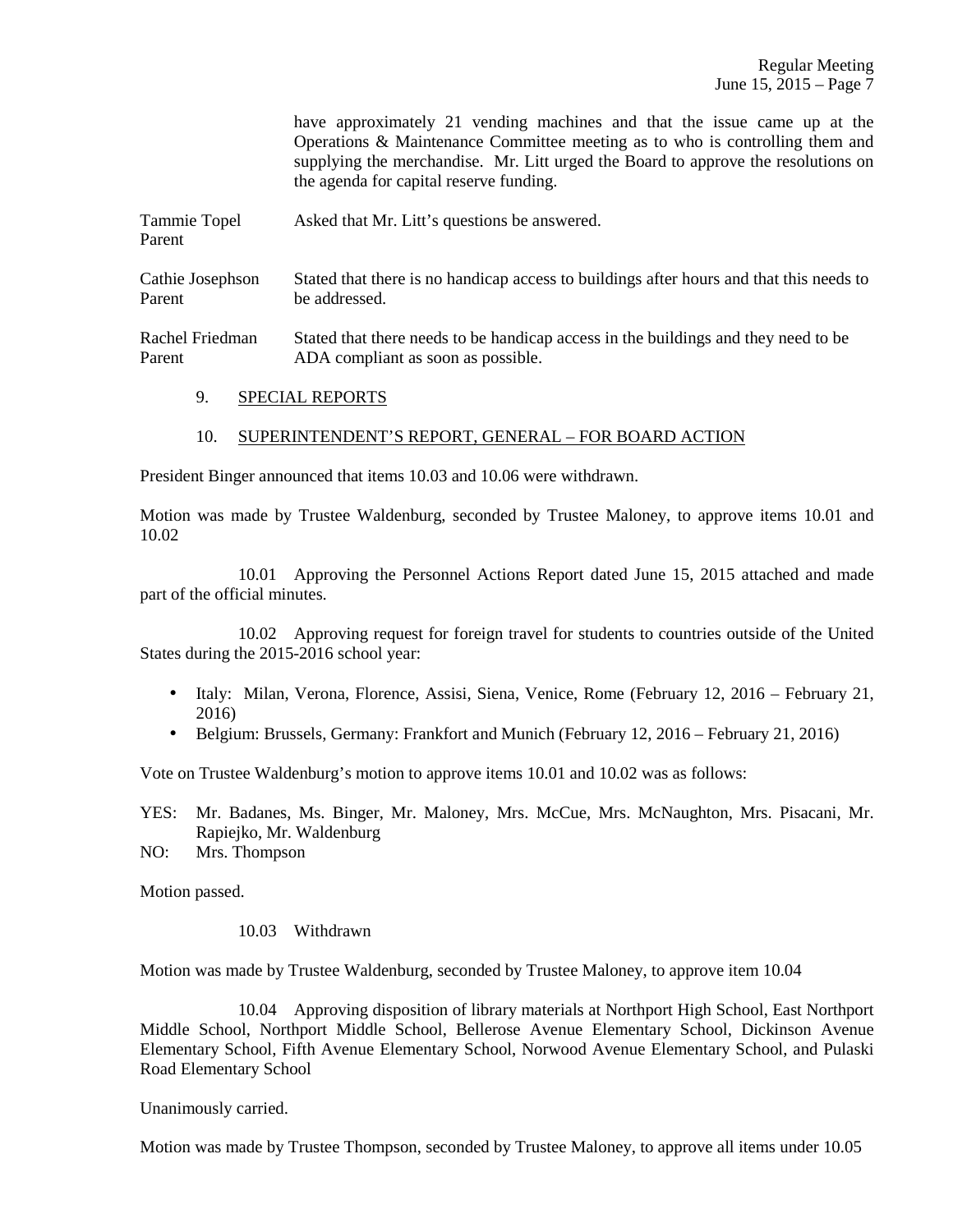have approximately 21 vending machines and that the issue came up at the Operations & Maintenance Committee meeting as to who is controlling them and supplying the merchandise. Mr. Litt urged the Board to approve the resolutions on the agenda for capital reserve funding.

Tammie Topel
Parent
Asked that Mr. Litt's questions be answered.

Cathie Josephson
Parent
Stated that there is no handicap access to buildings after hours and that this needs to be addressed.

Rachel Friedman
Parent
Stated that there needs to be handicap access in the buildings and they need to be ADA compliant as soon as possible.

9. SPECIAL REPORTS

10. SUPERINTENDENT'S REPORT, GENERAL – FOR BOARD ACTION

President Binger announced that items 10.03 and 10.06 were withdrawn.

Motion was made by Trustee Waldenburg, seconded by Trustee Maloney, to approve items 10.01 and 10.02

10.01 Approving the Personnel Actions Report dated June 15, 2015 attached and made part of the official minutes.

10.02 Approving request for foreign travel for students to countries outside of the United States during the 2015-2016 school year:

- Italy: Milan, Verona, Florence, Assisi, Siena, Venice, Rome (February 12, 2016 – February 21, 2016)
- Belgium: Brussels, Germany: Frankfort and Munich (February 12, 2016 – February 21, 2016)

Vote on Trustee Waldenburg's motion to approve items 10.01 and 10.02 was as follows:

YES: Mr. Badanes, Ms. Binger, Mr. Maloney, Mrs. McCue, Mrs. McNaughton, Mrs. Pisacani, Mr. Rapiejko, Mr. Waldenburg

NO: Mrs. Thompson

Motion passed.

10.03 Withdrawn

Motion was made by Trustee Waldenburg, seconded by Trustee Maloney, to approve item 10.04

10.04 Approving disposition of library materials at Northport High School, East Northport Middle School, Northport Middle School, Bellerose Avenue Elementary School, Dickinson Avenue Elementary School, Fifth Avenue Elementary School, Norwood Avenue Elementary School, and Pulaski Road Elementary School

Unanimously carried.

Motion was made by Trustee Thompson, seconded by Trustee Maloney, to approve all items under 10.05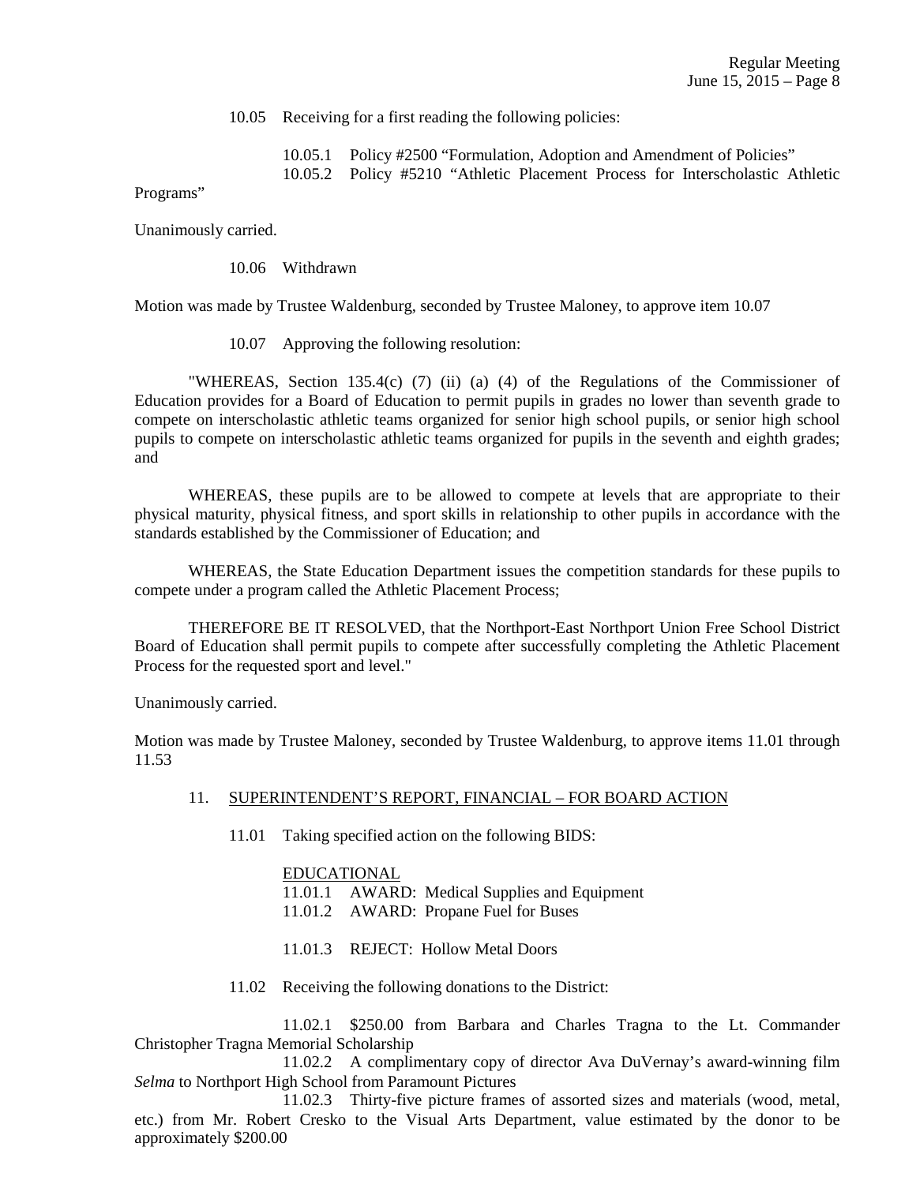10.05 Receiving for a first reading the following policies:

10.05.1 Policy #2500 "Formulation, Adoption and Amendment of Policies"
10.05.2 Policy #5210 "Athletic Placement Process for Interscholastic Athletic Programs"

Unanimously carried.

10.06 Withdrawn

Motion was made by Trustee Waldenburg, seconded by Trustee Maloney, to approve item 10.07

10.07 Approving the following resolution:

"WHEREAS, Section 135.4(c) (7) (ii) (a) (4) of the Regulations of the Commissioner of Education provides for a Board of Education to permit pupils in grades no lower than seventh grade to compete on interscholastic athletic teams organized for senior high school pupils, or senior high school pupils to compete on interscholastic athletic teams organized for pupils in the seventh and eighth grades; and

WHEREAS, these pupils are to be allowed to compete at levels that are appropriate to their physical maturity, physical fitness, and sport skills in relationship to other pupils in accordance with the standards established by the Commissioner of Education; and

WHEREAS, the State Education Department issues the competition standards for these pupils to compete under a program called the Athletic Placement Process;

THEREFORE BE IT RESOLVED, that the Northport-East Northport Union Free School District Board of Education shall permit pupils to compete after successfully completing the Athletic Placement Process for the requested sport and level."

Unanimously carried.

Motion was made by Trustee Maloney, seconded by Trustee Waldenburg, to approve items 11.01 through 11.53

11. SUPERINTENDENT'S REPORT, FINANCIAL – FOR BOARD ACTION

11.01 Taking specified action on the following BIDS:

EDUCATIONAL
11.01.1 AWARD: Medical Supplies and Equipment
11.01.2 AWARD: Propane Fuel for Buses

11.01.3 REJECT: Hollow Metal Doors

11.02 Receiving the following donations to the District:

11.02.1 $250.00 from Barbara and Charles Tragna to the Lt. Commander Christopher Tragna Memorial Scholarship

11.02.2 A complimentary copy of director Ava DuVernay's award-winning film *Selma* to Northport High School from Paramount Pictures

11.02.3 Thirty-five picture frames of assorted sizes and materials (wood, metal, etc.) from Mr. Robert Cresko to the Visual Arts Department, value estimated by the donor to be approximately $200.00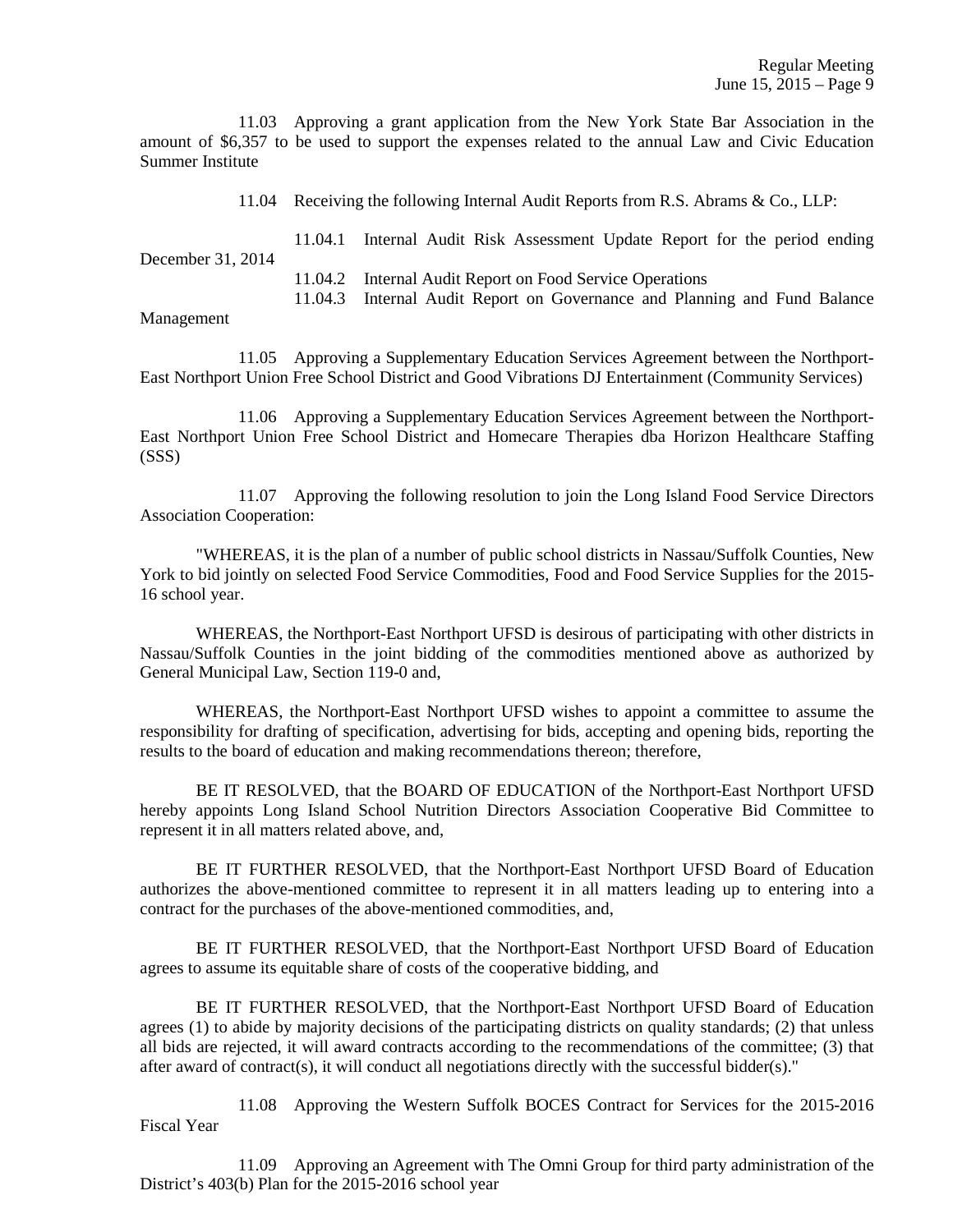11.03 Approving a grant application from the New York State Bar Association in the amount of $6,357 to be used to support the expenses related to the annual Law and Civic Education Summer Institute

11.04 Receiving the following Internal Audit Reports from R.S. Abrams & Co., LLP:

11.04.1 Internal Audit Risk Assessment Update Report for the period ending December 31, 2014

11.04.2 Internal Audit Report on Food Service Operations

11.04.3 Internal Audit Report on Governance and Planning and Fund Balance Management

11.05 Approving a Supplementary Education Services Agreement between the Northport-East Northport Union Free School District and Good Vibrations DJ Entertainment (Community Services)

11.06 Approving a Supplementary Education Services Agreement between the Northport-East Northport Union Free School District and Homecare Therapies dba Horizon Healthcare Staffing (SSS)

11.07 Approving the following resolution to join the Long Island Food Service Directors Association Cooperation:

"WHEREAS, it is the plan of a number of public school districts in Nassau/Suffolk Counties, New York to bid jointly on selected Food Service Commodities, Food and Food Service Supplies for the 2015-16 school year.

WHEREAS, the Northport-East Northport UFSD is desirous of participating with other districts in Nassau/Suffolk Counties in the joint bidding of the commodities mentioned above as authorized by General Municipal Law, Section 119-0 and,

WHEREAS, the Northport-East Northport UFSD wishes to appoint a committee to assume the responsibility for drafting of specification, advertising for bids, accepting and opening bids, reporting the results to the board of education and making recommendations thereon; therefore,

BE IT RESOLVED, that the BOARD OF EDUCATION of the Northport-East Northport UFSD hereby appoints Long Island School Nutrition Directors Association Cooperative Bid Committee to represent it in all matters related above, and,

BE IT FURTHER RESOLVED, that the Northport-East Northport UFSD Board of Education authorizes the above-mentioned committee to represent it in all matters leading up to entering into a contract for the purchases of the above-mentioned commodities, and,

BE IT FURTHER RESOLVED, that the Northport-East Northport UFSD Board of Education agrees to assume its equitable share of costs of the cooperative bidding, and

BE IT FURTHER RESOLVED, that the Northport-East Northport UFSD Board of Education agrees (1) to abide by majority decisions of the participating districts on quality standards; (2) that unless all bids are rejected, it will award contracts according to the recommendations of the committee; (3) that after award of contract(s), it will conduct all negotiations directly with the successful bidder(s)."

11.08 Approving the Western Suffolk BOCES Contract for Services for the 2015-2016 Fiscal Year

11.09 Approving an Agreement with The Omni Group for third party administration of the District's 403(b) Plan for the 2015-2016 school year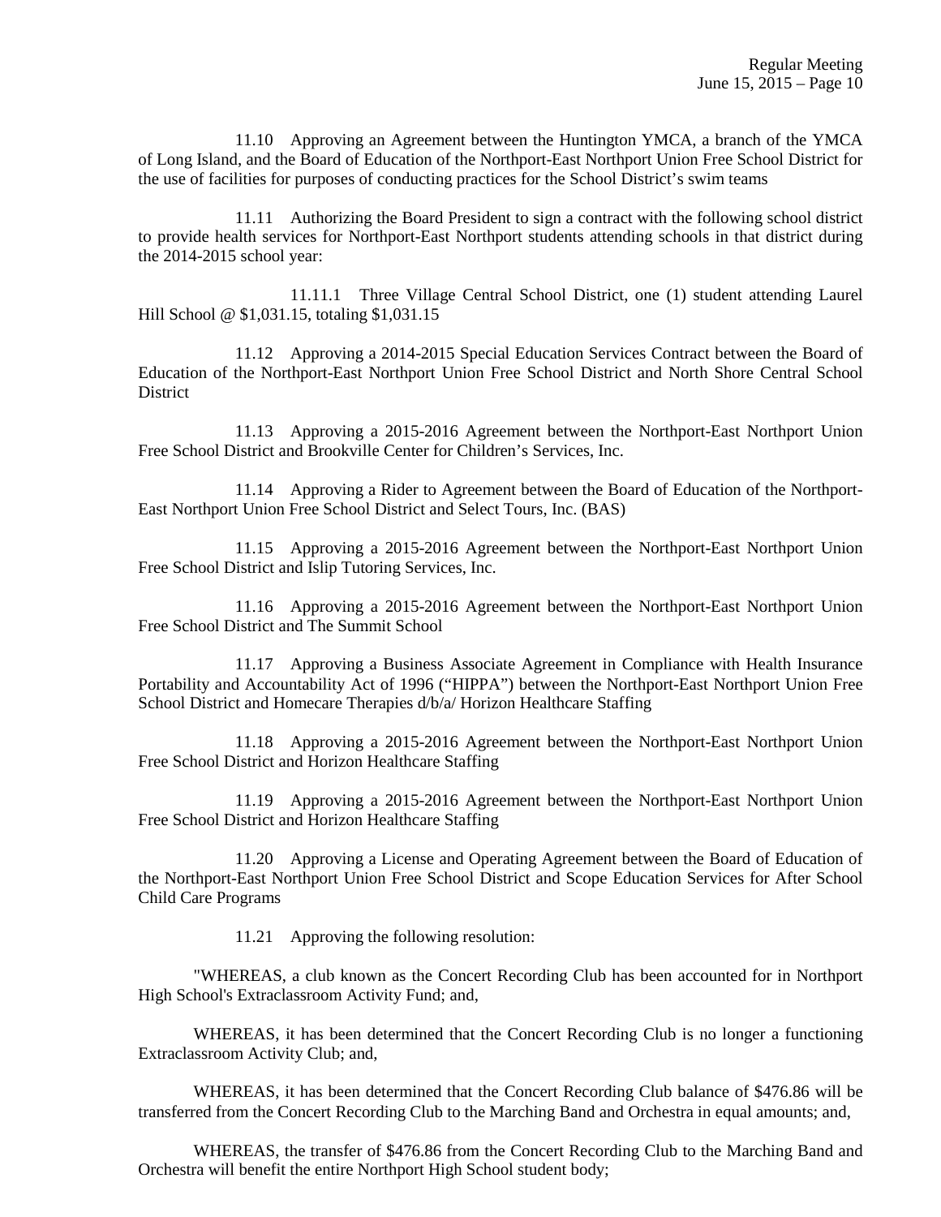11.10 Approving an Agreement between the Huntington YMCA, a branch of the YMCA of Long Island, and the Board of Education of the Northport-East Northport Union Free School District for the use of facilities for purposes of conducting practices for the School District's swim teams

11.11 Authorizing the Board President to sign a contract with the following school district to provide health services for Northport-East Northport students attending schools in that district during the 2014-2015 school year:

11.11.1 Three Village Central School District, one (1) student attending Laurel Hill School @ $1,031.15, totaling $1,031.15

11.12 Approving a 2014-2015 Special Education Services Contract between the Board of Education of the Northport-East Northport Union Free School District and North Shore Central School District

11.13 Approving a 2015-2016 Agreement between the Northport-East Northport Union Free School District and Brookville Center for Children's Services, Inc.

11.14 Approving a Rider to Agreement between the Board of Education of the Northport-East Northport Union Free School District and Select Tours, Inc. (BAS)

11.15 Approving a 2015-2016 Agreement between the Northport-East Northport Union Free School District and Islip Tutoring Services, Inc.

11.16 Approving a 2015-2016 Agreement between the Northport-East Northport Union Free School District and The Summit School

11.17 Approving a Business Associate Agreement in Compliance with Health Insurance Portability and Accountability Act of 1996 ("HIPPA") between the Northport-East Northport Union Free School District and Homecare Therapies d/b/a/ Horizon Healthcare Staffing

11.18 Approving a 2015-2016 Agreement between the Northport-East Northport Union Free School District and Horizon Healthcare Staffing

11.19 Approving a 2015-2016 Agreement between the Northport-East Northport Union Free School District and Horizon Healthcare Staffing

11.20 Approving a License and Operating Agreement between the Board of Education of the Northport-East Northport Union Free School District and Scope Education Services for After School Child Care Programs

11.21 Approving the following resolution:

"WHEREAS, a club known as the Concert Recording Club has been accounted for in Northport High School's Extraclassroom Activity Fund; and,

WHEREAS, it has been determined that the Concert Recording Club is no longer a functioning Extraclassroom Activity Club; and,

WHEREAS, it has been determined that the Concert Recording Club balance of $476.86 will be transferred from the Concert Recording Club to the Marching Band and Orchestra in equal amounts; and,

WHEREAS, the transfer of $476.86 from the Concert Recording Club to the Marching Band and Orchestra will benefit the entire Northport High School student body;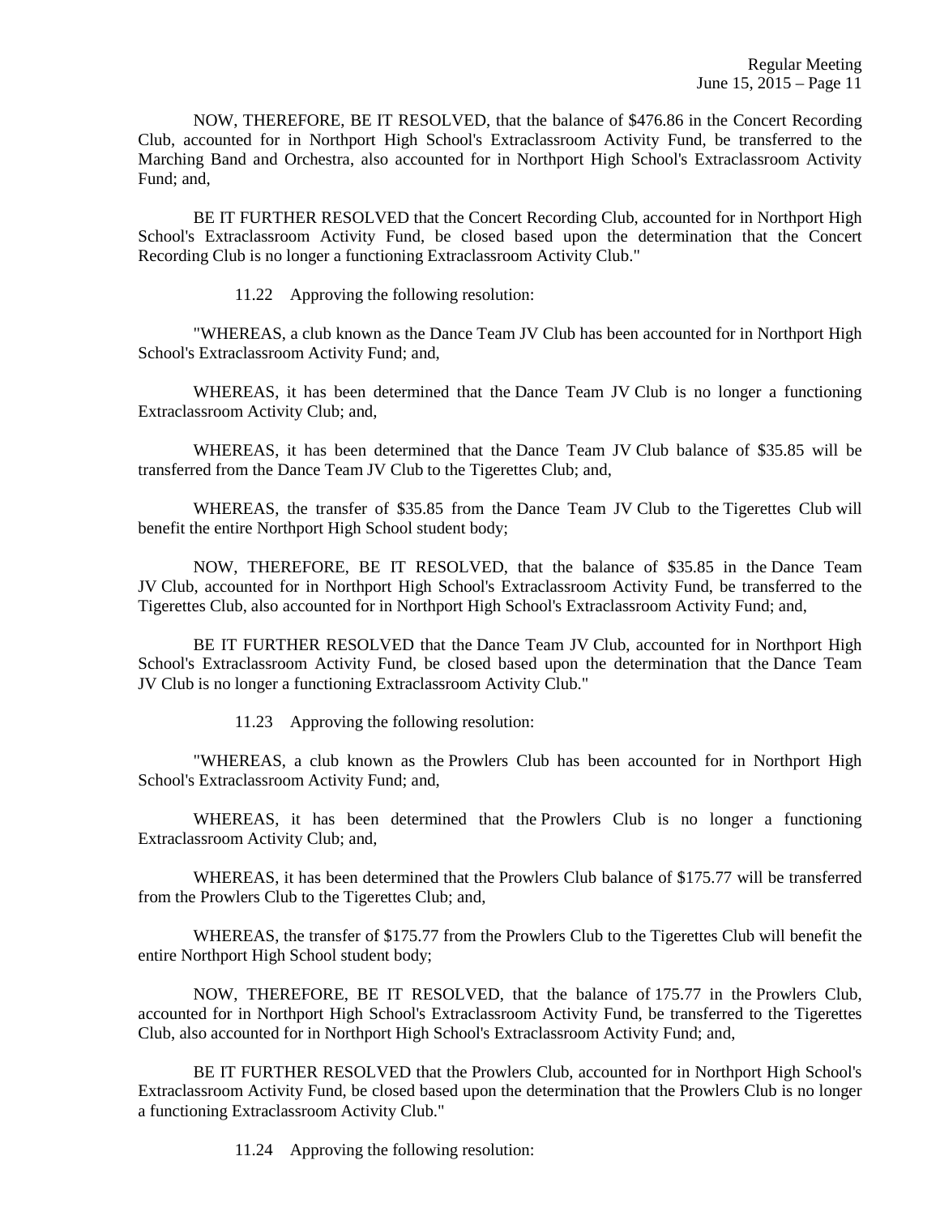NOW, THEREFORE, BE IT RESOLVED, that the balance of $476.86 in the Concert Recording Club, accounted for in Northport High School's Extraclassroom Activity Fund, be transferred to the Marching Band and Orchestra, also accounted for in Northport High School's Extraclassroom Activity Fund; and,

BE IT FURTHER RESOLVED that the Concert Recording Club, accounted for in Northport High School's Extraclassroom Activity Fund, be closed based upon the determination that the Concert Recording Club is no longer a functioning Extraclassroom Activity Club."

11.22 Approving the following resolution:

"WHEREAS, a club known as the Dance Team JV Club has been accounted for in Northport High School's Extraclassroom Activity Fund; and,

WHEREAS, it has been determined that the Dance Team JV Club is no longer a functioning Extraclassroom Activity Club; and,

WHEREAS, it has been determined that the Dance Team JV Club balance of $35.85 will be transferred from the Dance Team JV Club to the Tigerettes Club; and,

WHEREAS, the transfer of $35.85 from the Dance Team JV Club to the Tigerettes Club will benefit the entire Northport High School student body;

NOW, THEREFORE, BE IT RESOLVED, that the balance of $35.85 in the Dance Team JV Club, accounted for in Northport High School's Extraclassroom Activity Fund, be transferred to the Tigerettes Club, also accounted for in Northport High School's Extraclassroom Activity Fund; and,

BE IT FURTHER RESOLVED that the Dance Team JV Club, accounted for in Northport High School's Extraclassroom Activity Fund, be closed based upon the determination that the Dance Team JV Club is no longer a functioning Extraclassroom Activity Club."

11.23 Approving the following resolution:

"WHEREAS, a club known as the Prowlers Club has been accounted for in Northport High School's Extraclassroom Activity Fund; and,

WHEREAS, it has been determined that the Prowlers Club is no longer a functioning Extraclassroom Activity Club; and,

WHEREAS, it has been determined that the Prowlers Club balance of $175.77 will be transferred from the Prowlers Club to the Tigerettes Club; and,

WHEREAS, the transfer of $175.77 from the Prowlers Club to the Tigerettes Club will benefit the entire Northport High School student body;

NOW, THEREFORE, BE IT RESOLVED, that the balance of 175.77 in the Prowlers Club, accounted for in Northport High School's Extraclassroom Activity Fund, be transferred to the Tigerettes Club, also accounted for in Northport High School's Extraclassroom Activity Fund; and,

BE IT FURTHER RESOLVED that the Prowlers Club, accounted for in Northport High School's Extraclassroom Activity Fund, be closed based upon the determination that the Prowlers Club is no longer a functioning Extraclassroom Activity Club."

11.24 Approving the following resolution: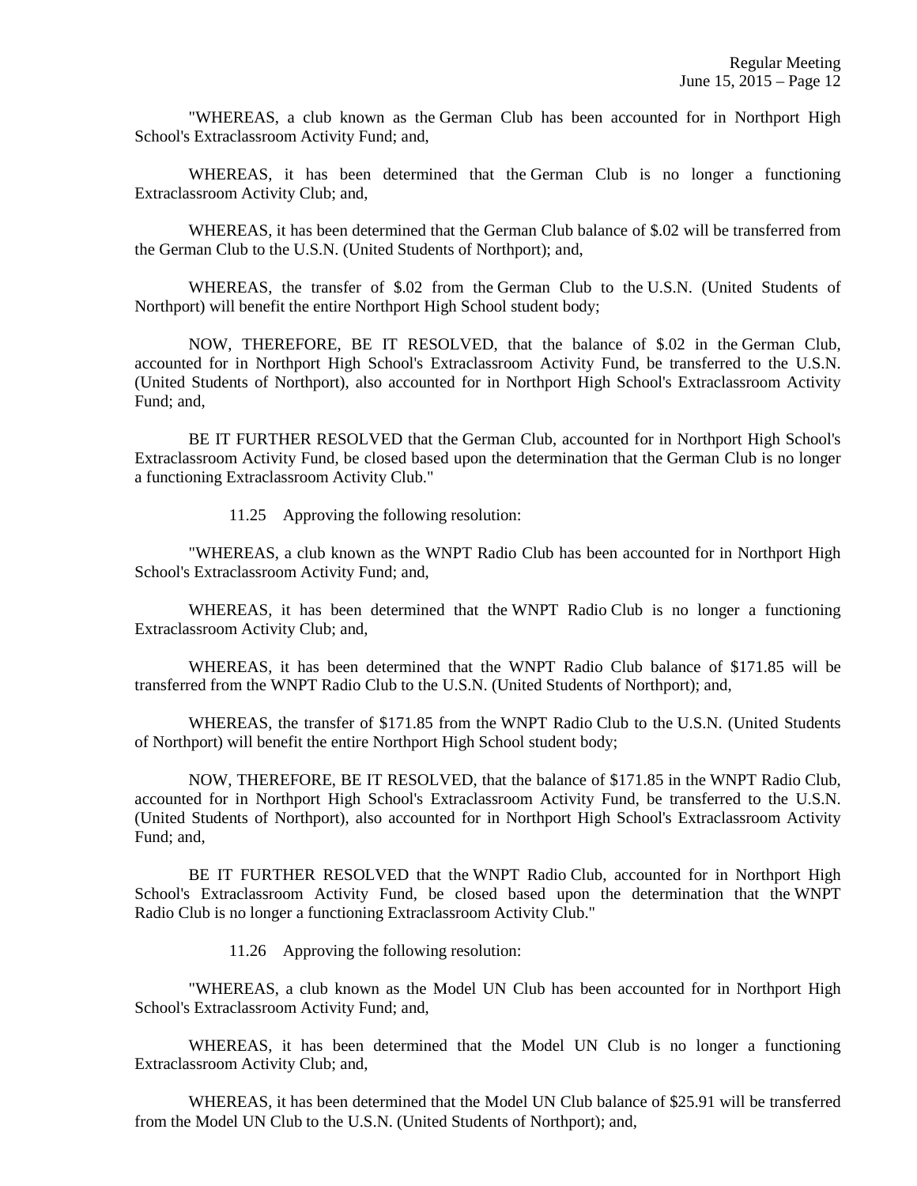"WHEREAS, a club known as the German Club has been accounted for in Northport High School's Extraclassroom Activity Fund; and,

WHEREAS, it has been determined that the German Club is no longer a functioning Extraclassroom Activity Club; and,

WHEREAS, it has been determined that the German Club balance of $.02 will be transferred from the German Club to the U.S.N. (United Students of Northport); and,

WHEREAS, the transfer of $.02 from the German Club to the U.S.N. (United Students of Northport) will benefit the entire Northport High School student body;

NOW, THEREFORE, BE IT RESOLVED, that the balance of $.02 in the German Club, accounted for in Northport High School's Extraclassroom Activity Fund, be transferred to the U.S.N. (United Students of Northport), also accounted for in Northport High School's Extraclassroom Activity Fund; and,

BE IT FURTHER RESOLVED that the German Club, accounted for in Northport High School's Extraclassroom Activity Fund, be closed based upon the determination that the German Club is no longer a functioning Extraclassroom Activity Club."

11.25 Approving the following resolution:

"WHEREAS, a club known as the WNPT Radio Club has been accounted for in Northport High School's Extraclassroom Activity Fund; and,

WHEREAS, it has been determined that the WNPT Radio Club is no longer a functioning Extraclassroom Activity Club; and,

WHEREAS, it has been determined that the WNPT Radio Club balance of $171.85 will be transferred from the WNPT Radio Club to the U.S.N. (United Students of Northport); and,

WHEREAS, the transfer of $171.85 from the WNPT Radio Club to the U.S.N. (United Students of Northport) will benefit the entire Northport High School student body;

NOW, THEREFORE, BE IT RESOLVED, that the balance of $171.85 in the WNPT Radio Club, accounted for in Northport High School's Extraclassroom Activity Fund, be transferred to the U.S.N. (United Students of Northport), also accounted for in Northport High School's Extraclassroom Activity Fund; and,

BE IT FURTHER RESOLVED that the WNPT Radio Club, accounted for in Northport High School's Extraclassroom Activity Fund, be closed based upon the determination that the WNPT Radio Club is no longer a functioning Extraclassroom Activity Club."

11.26 Approving the following resolution:

"WHEREAS, a club known as the Model UN Club has been accounted for in Northport High School's Extraclassroom Activity Fund; and,

WHEREAS, it has been determined that the Model UN Club is no longer a functioning Extraclassroom Activity Club; and,

WHEREAS, it has been determined that the Model UN Club balance of $25.91 will be transferred from the Model UN Club to the U.S.N. (United Students of Northport); and,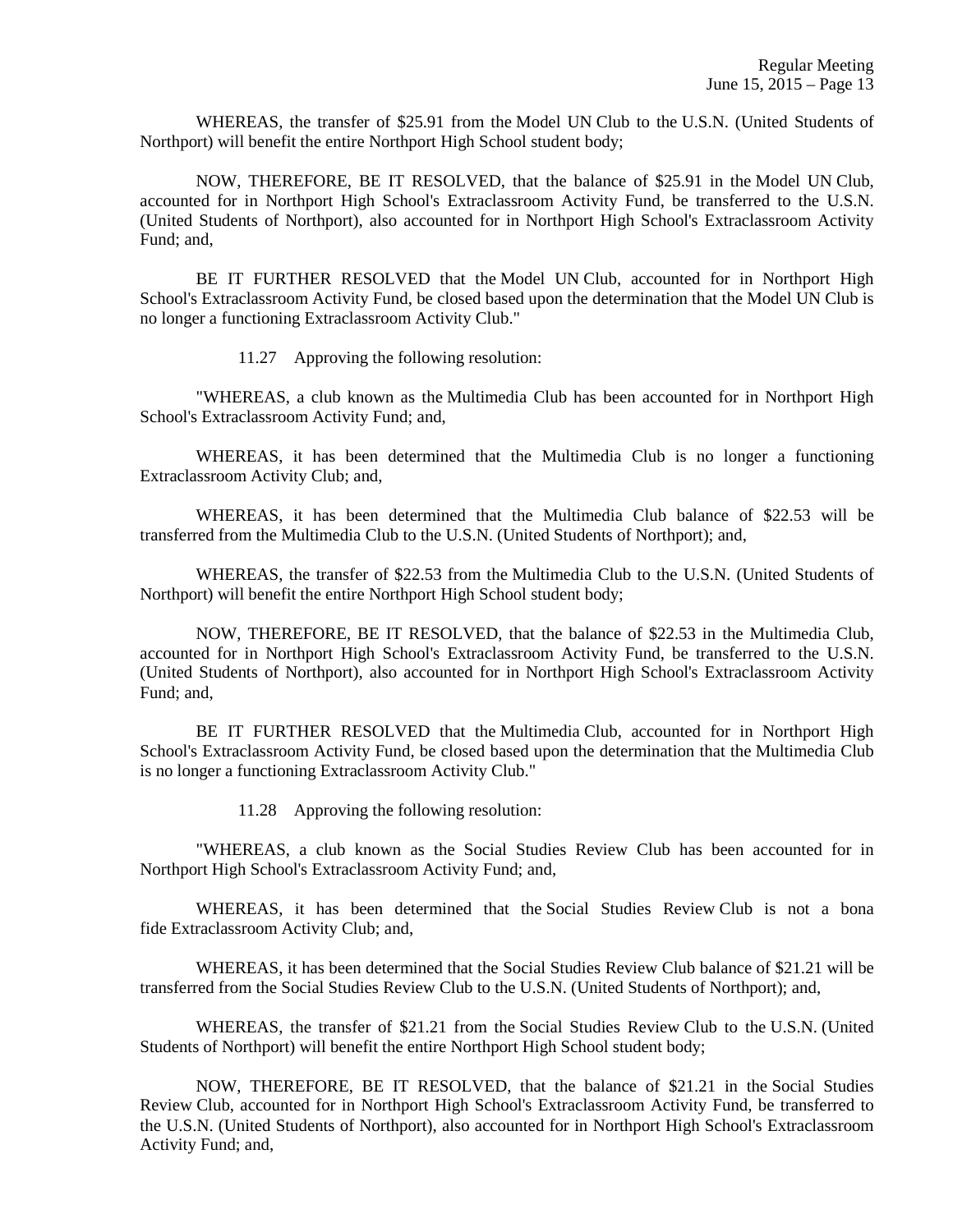WHEREAS, the transfer of $25.91 from the Model UN Club to the U.S.N. (United Students of Northport) will benefit the entire Northport High School student body;

NOW, THEREFORE, BE IT RESOLVED, that the balance of $25.91 in the Model UN Club, accounted for in Northport High School's Extraclassroom Activity Fund, be transferred to the U.S.N. (United Students of Northport), also accounted for in Northport High School's Extraclassroom Activity Fund; and,

BE IT FURTHER RESOLVED that the Model UN Club, accounted for in Northport High School's Extraclassroom Activity Fund, be closed based upon the determination that the Model UN Club is no longer a functioning Extraclassroom Activity Club."

11.27 Approving the following resolution:

"WHEREAS, a club known as the Multimedia Club has been accounted for in Northport High School's Extraclassroom Activity Fund; and,

WHEREAS, it has been determined that the Multimedia Club is no longer a functioning Extraclassroom Activity Club; and,

WHEREAS, it has been determined that the Multimedia Club balance of $22.53 will be transferred from the Multimedia Club to the U.S.N. (United Students of Northport); and,

WHEREAS, the transfer of $22.53 from the Multimedia Club to the U.S.N. (United Students of Northport) will benefit the entire Northport High School student body;

NOW, THEREFORE, BE IT RESOLVED, that the balance of $22.53 in the Multimedia Club, accounted for in Northport High School's Extraclassroom Activity Fund, be transferred to the U.S.N. (United Students of Northport), also accounted for in Northport High School's Extraclassroom Activity Fund; and,

BE IT FURTHER RESOLVED that the Multimedia Club, accounted for in Northport High School's Extraclassroom Activity Fund, be closed based upon the determination that the Multimedia Club is no longer a functioning Extraclassroom Activity Club."

11.28 Approving the following resolution:

"WHEREAS, a club known as the Social Studies Review Club has been accounted for in Northport High School's Extraclassroom Activity Fund; and,

WHEREAS, it has been determined that the Social Studies Review Club is not a bona fide Extraclassroom Activity Club; and,

WHEREAS, it has been determined that the Social Studies Review Club balance of $21.21 will be transferred from the Social Studies Review Club to the U.S.N. (United Students of Northport); and,

WHEREAS, the transfer of $21.21 from the Social Studies Review Club to the U.S.N. (United Students of Northport) will benefit the entire Northport High School student body;

NOW, THEREFORE, BE IT RESOLVED, that the balance of $21.21 in the Social Studies Review Club, accounted for in Northport High School's Extraclassroom Activity Fund, be transferred to the U.S.N. (United Students of Northport), also accounted for in Northport High School's Extraclassroom Activity Fund; and,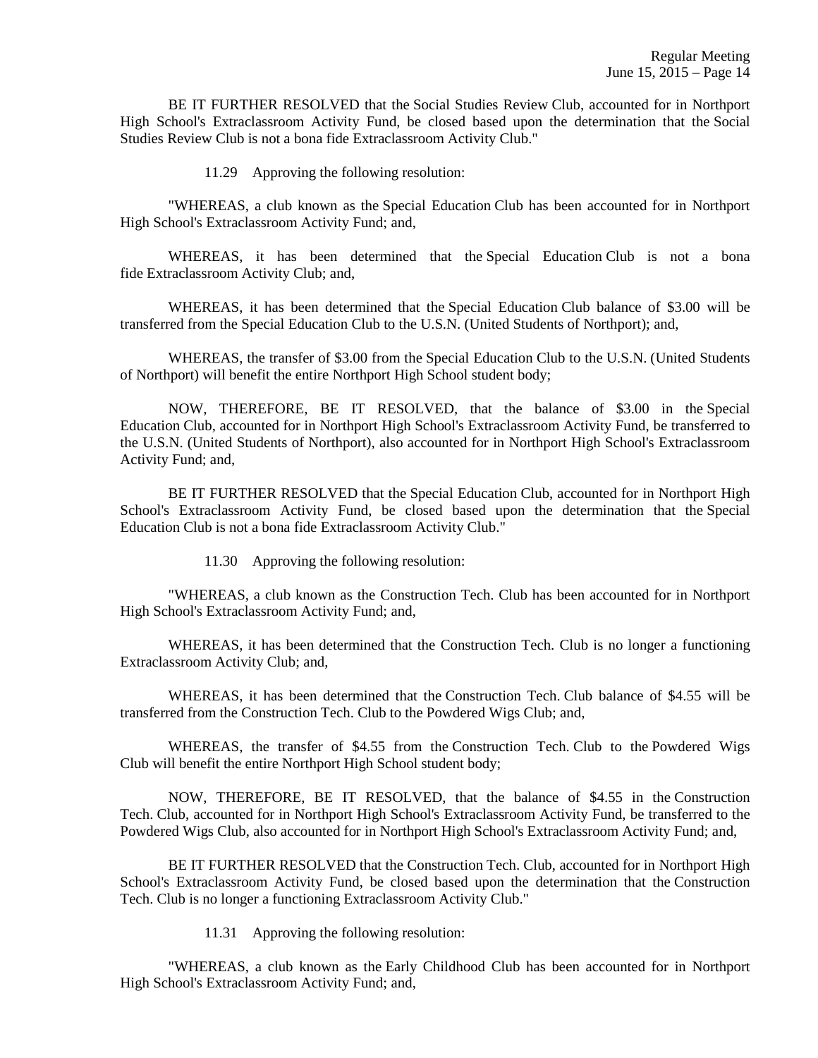BE IT FURTHER RESOLVED that the Social Studies Review Club, accounted for in Northport High School's Extraclassroom Activity Fund, be closed based upon the determination that the Social Studies Review Club is not a bona fide Extraclassroom Activity Club."

11.29 Approving the following resolution:

"WHEREAS, a club known as the Special Education Club has been accounted for in Northport High School's Extraclassroom Activity Fund; and,

WHEREAS, it has been determined that the Special Education Club is not a bona fide Extraclassroom Activity Club; and,

WHEREAS, it has been determined that the Special Education Club balance of $3.00 will be transferred from the Special Education Club to the U.S.N. (United Students of Northport); and,

WHEREAS, the transfer of $3.00 from the Special Education Club to the U.S.N. (United Students of Northport) will benefit the entire Northport High School student body;

NOW, THEREFORE, BE IT RESOLVED, that the balance of $3.00 in the Special Education Club, accounted for in Northport High School's Extraclassroom Activity Fund, be transferred to the U.S.N. (United Students of Northport), also accounted for in Northport High School's Extraclassroom Activity Fund; and,

BE IT FURTHER RESOLVED that the Special Education Club, accounted for in Northport High School's Extraclassroom Activity Fund, be closed based upon the determination that the Special Education Club is not a bona fide Extraclassroom Activity Club."

11.30 Approving the following resolution:

"WHEREAS, a club known as the Construction Tech. Club has been accounted for in Northport High School's Extraclassroom Activity Fund; and,

WHEREAS, it has been determined that the Construction Tech. Club is no longer a functioning Extraclassroom Activity Club; and,

WHEREAS, it has been determined that the Construction Tech. Club balance of $4.55 will be transferred from the Construction Tech. Club to the Powdered Wigs Club; and,

WHEREAS, the transfer of $4.55 from the Construction Tech. Club to the Powdered Wigs Club will benefit the entire Northport High School student body;

NOW, THEREFORE, BE IT RESOLVED, that the balance of $4.55 in the Construction Tech. Club, accounted for in Northport High School's Extraclassroom Activity Fund, be transferred to the Powdered Wigs Club, also accounted for in Northport High School's Extraclassroom Activity Fund; and,

BE IT FURTHER RESOLVED that the Construction Tech. Club, accounted for in Northport High School's Extraclassroom Activity Fund, be closed based upon the determination that the Construction Tech. Club is no longer a functioning Extraclassroom Activity Club."

11.31 Approving the following resolution:

"WHEREAS, a club known as the Early Childhood Club has been accounted for in Northport High School's Extraclassroom Activity Fund; and,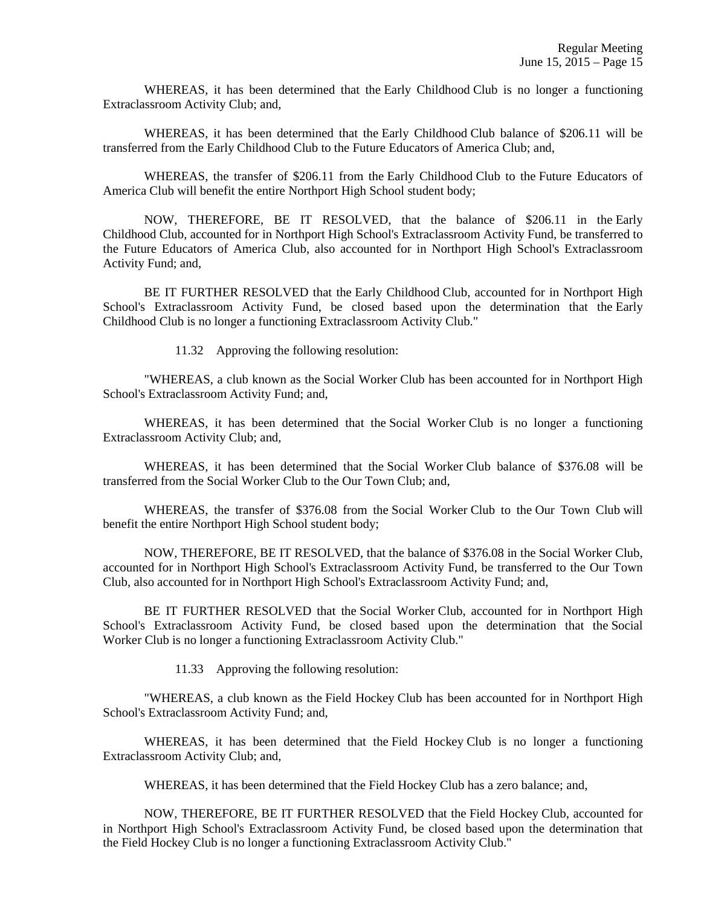WHEREAS, it has been determined that the Early Childhood Club is no longer a functioning Extraclassroom Activity Club; and,

WHEREAS, it has been determined that the Early Childhood Club balance of $206.11 will be transferred from the Early Childhood Club to the Future Educators of America Club; and,

WHEREAS, the transfer of $206.11 from the Early Childhood Club to the Future Educators of America Club will benefit the entire Northport High School student body;

NOW, THEREFORE, BE IT RESOLVED, that the balance of $206.11 in the Early Childhood Club, accounted for in Northport High School's Extraclassroom Activity Fund, be transferred to the Future Educators of America Club, also accounted for in Northport High School's Extraclassroom Activity Fund; and,

BE IT FURTHER RESOLVED that the Early Childhood Club, accounted for in Northport High School's Extraclassroom Activity Fund, be closed based upon the determination that the Early Childhood Club is no longer a functioning Extraclassroom Activity Club."

11.32 Approving the following resolution:

"WHEREAS, a club known as the Social Worker Club has been accounted for in Northport High School's Extraclassroom Activity Fund; and,

WHEREAS, it has been determined that the Social Worker Club is no longer a functioning Extraclassroom Activity Club; and,

WHEREAS, it has been determined that the Social Worker Club balance of $376.08 will be transferred from the Social Worker Club to the Our Town Club; and,

WHEREAS, the transfer of $376.08 from the Social Worker Club to the Our Town Club will benefit the entire Northport High School student body;

NOW, THEREFORE, BE IT RESOLVED, that the balance of $376.08 in the Social Worker Club, accounted for in Northport High School's Extraclassroom Activity Fund, be transferred to the Our Town Club, also accounted for in Northport High School's Extraclassroom Activity Fund; and,

BE IT FURTHER RESOLVED that the Social Worker Club, accounted for in Northport High School's Extraclassroom Activity Fund, be closed based upon the determination that the Social Worker Club is no longer a functioning Extraclassroom Activity Club."

11.33 Approving the following resolution:

"WHEREAS, a club known as the Field Hockey Club has been accounted for in Northport High School's Extraclassroom Activity Fund; and,

WHEREAS, it has been determined that the Field Hockey Club is no longer a functioning Extraclassroom Activity Club; and,

WHEREAS, it has been determined that the Field Hockey Club has a zero balance; and,

NOW, THEREFORE, BE IT FURTHER RESOLVED that the Field Hockey Club, accounted for in Northport High School's Extraclassroom Activity Fund, be closed based upon the determination that the Field Hockey Club is no longer a functioning Extraclassroom Activity Club."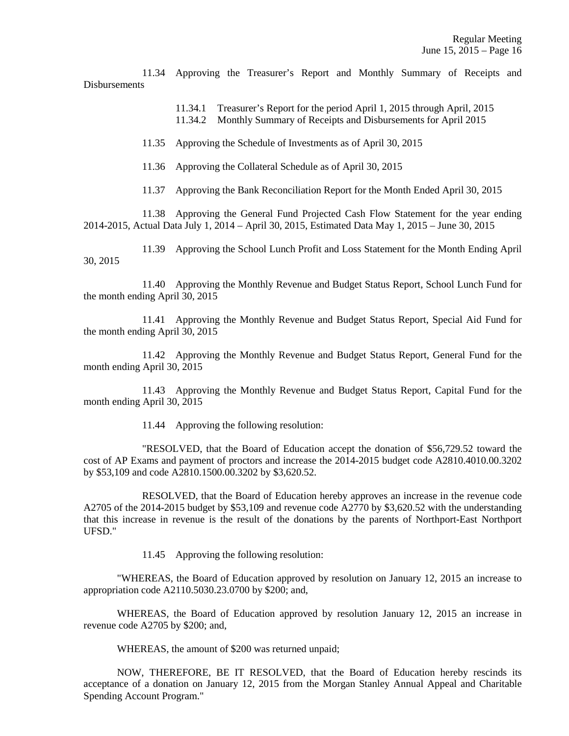11.34 Approving the Treasurer's Report and Monthly Summary of Receipts and Disbursements

11.34.1 Treasurer's Report for the period April 1, 2015 through April, 2015
11.34.2 Monthly Summary of Receipts and Disbursements for April 2015

11.35 Approving the Schedule of Investments as of April 30, 2015

11.36 Approving the Collateral Schedule as of April 30, 2015

11.37 Approving the Bank Reconciliation Report for the Month Ended April 30, 2015

11.38 Approving the General Fund Projected Cash Flow Statement for the year ending 2014-2015, Actual Data July 1, 2014 – April 30, 2015, Estimated Data May 1, 2015 – June 30, 2015

11.39 Approving the School Lunch Profit and Loss Statement for the Month Ending April 30, 2015

11.40 Approving the Monthly Revenue and Budget Status Report, School Lunch Fund for the month ending April 30, 2015

11.41 Approving the Monthly Revenue and Budget Status Report, Special Aid Fund for the month ending April 30, 2015

11.42 Approving the Monthly Revenue and Budget Status Report, General Fund for the month ending April 30, 2015

11.43 Approving the Monthly Revenue and Budget Status Report, Capital Fund for the month ending April 30, 2015

11.44 Approving the following resolution:

"RESOLVED, that the Board of Education accept the donation of $56,729.52 toward the cost of AP Exams and payment of proctors and increase the 2014-2015 budget code A2810.4010.00.3202 by $53,109 and code A2810.1500.00.3202 by $3,620.52.

RESOLVED, that the Board of Education hereby approves an increase in the revenue code A2705 of the 2014-2015 budget by $53,109 and revenue code A2770 by $3,620.52 with the understanding that this increase in revenue is the result of the donations by the parents of Northport-East Northport UFSD."

11.45 Approving the following resolution:

"WHEREAS, the Board of Education approved by resolution on January 12, 2015 an increase to appropriation code A2110.5030.23.0700 by $200; and,

WHEREAS, the Board of Education approved by resolution January 12, 2015 an increase in revenue code A2705 by $200; and,

WHEREAS, the amount of $200 was returned unpaid;

NOW, THEREFORE, BE IT RESOLVED, that the Board of Education hereby rescinds its acceptance of a donation on January 12, 2015 from the Morgan Stanley Annual Appeal and Charitable Spending Account Program."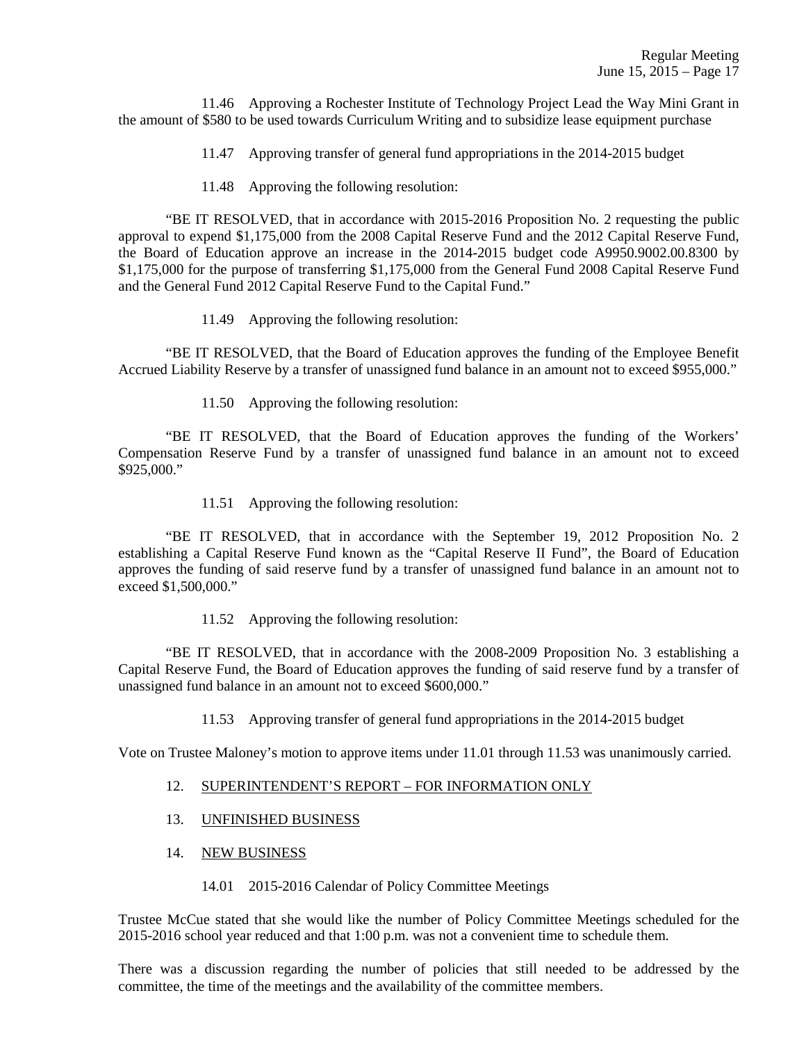11.46 Approving a Rochester Institute of Technology Project Lead the Way Mini Grant in the amount of $580 to be used towards Curriculum Writing and to subsidize lease equipment purchase

11.47 Approving transfer of general fund appropriations in the 2014-2015 budget

11.48 Approving the following resolution:

"BE IT RESOLVED, that in accordance with 2015-2016 Proposition No. 2 requesting the public approval to expend $1,175,000 from the 2008 Capital Reserve Fund and the 2012 Capital Reserve Fund, the Board of Education approve an increase in the 2014-2015 budget code A9950.9002.00.8300 by $1,175,000 for the purpose of transferring $1,175,000 from the General Fund 2008 Capital Reserve Fund and the General Fund 2012 Capital Reserve Fund to the Capital Fund."

11.49 Approving the following resolution:

"BE IT RESOLVED, that the Board of Education approves the funding of the Employee Benefit Accrued Liability Reserve by a transfer of unassigned fund balance in an amount not to exceed $955,000."

11.50 Approving the following resolution:

"BE IT RESOLVED, that the Board of Education approves the funding of the Workers' Compensation Reserve Fund by a transfer of unassigned fund balance in an amount not to exceed $925,000."

11.51 Approving the following resolution:

"BE IT RESOLVED, that in accordance with the September 19, 2012 Proposition No. 2 establishing a Capital Reserve Fund known as the "Capital Reserve II Fund", the Board of Education approves the funding of said reserve fund by a transfer of unassigned fund balance in an amount not to exceed $1,500,000."

11.52 Approving the following resolution:

"BE IT RESOLVED, that in accordance with the 2008-2009 Proposition No. 3 establishing a Capital Reserve Fund, the Board of Education approves the funding of said reserve fund by a transfer of unassigned fund balance in an amount not to exceed $600,000."

11.53 Approving transfer of general fund appropriations in the 2014-2015 budget

Vote on Trustee Maloney's motion to approve items under 11.01 through 11.53 was unanimously carried.

12. <u>SUPERINTENDENT'S REPORT – FOR INFORMATION ONLY</u>

13. <u>UNFINISHED BUSINESS</u>

14. <u>NEW BUSINESS</u>

14.01 2015-2016 Calendar of Policy Committee Meetings

Trustee McCue stated that she would like the number of Policy Committee Meetings scheduled for the 2015-2016 school year reduced and that 1:00 p.m. was not a convenient time to schedule them.

There was a discussion regarding the number of policies that still needed to be addressed by the committee, the time of the meetings and the availability of the committee members.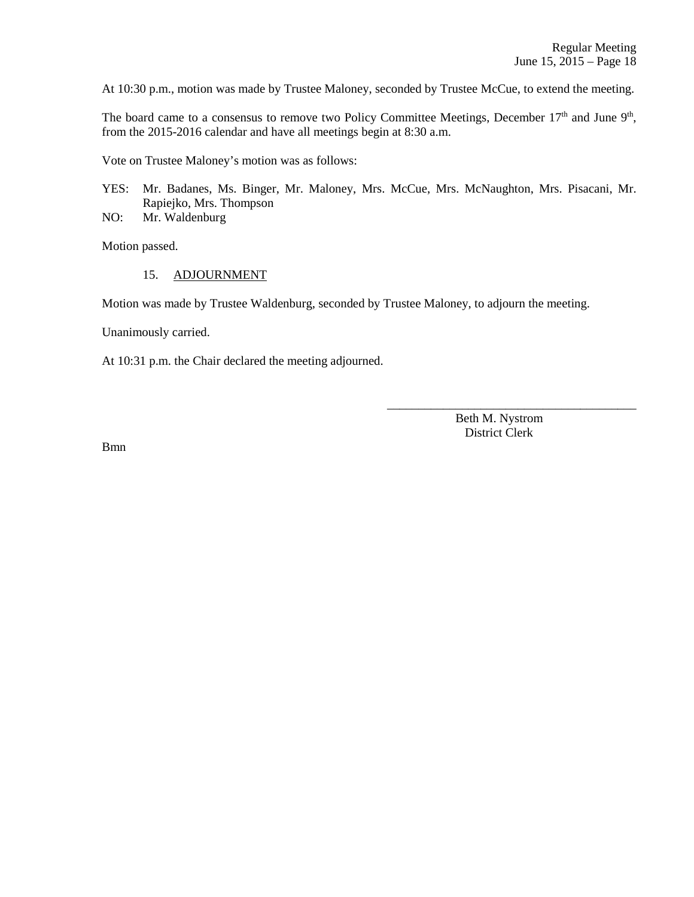At 10:30 p.m., motion was made by Trustee Maloney, seconded by Trustee McCue, to extend the meeting.

The board came to a consensus to remove two Policy Committee Meetings, December 17th and June 9th, from the 2015-2016 calendar and have all meetings begin at 8:30 a.m.

Vote on Trustee Maloney's motion was as follows:

YES: Mr. Badanes, Ms. Binger, Mr. Maloney, Mrs. McCue, Mrs. McNaughton, Mrs. Pisacani, Mr. Rapiejko, Mrs. Thompson
NO: Mr. Waldenburg

Motion passed.

15. ADJOURNMENT

Motion was made by Trustee Waldenburg, seconded by Trustee Maloney, to adjourn the meeting.

Unanimously carried.

At 10:31 p.m. the Chair declared the meeting adjourned.

\_\_\_\_\_\_\_\_\_\_\_\_\_\_\_\_\_\_\_\_\_\_\_\_\_\_\_\_\_\_\_\_\_\_\_\_\_\_\_\_

Beth M. Nystrom
District Clerk

Bmn